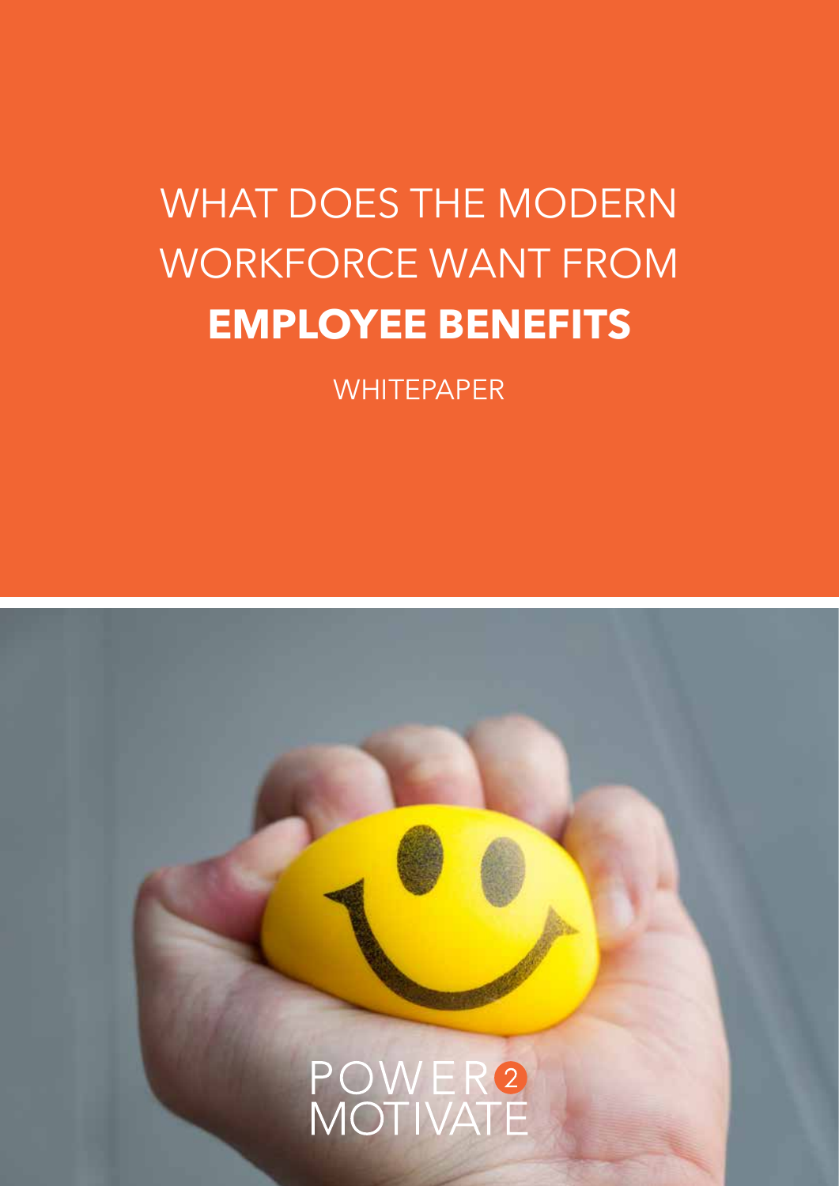# WHAT DOES THE MODERN WORKFORCE WANT FROM **EMPLOYEE BENEFITS**

WHITEPAPER

POWER 2 MOTIVATE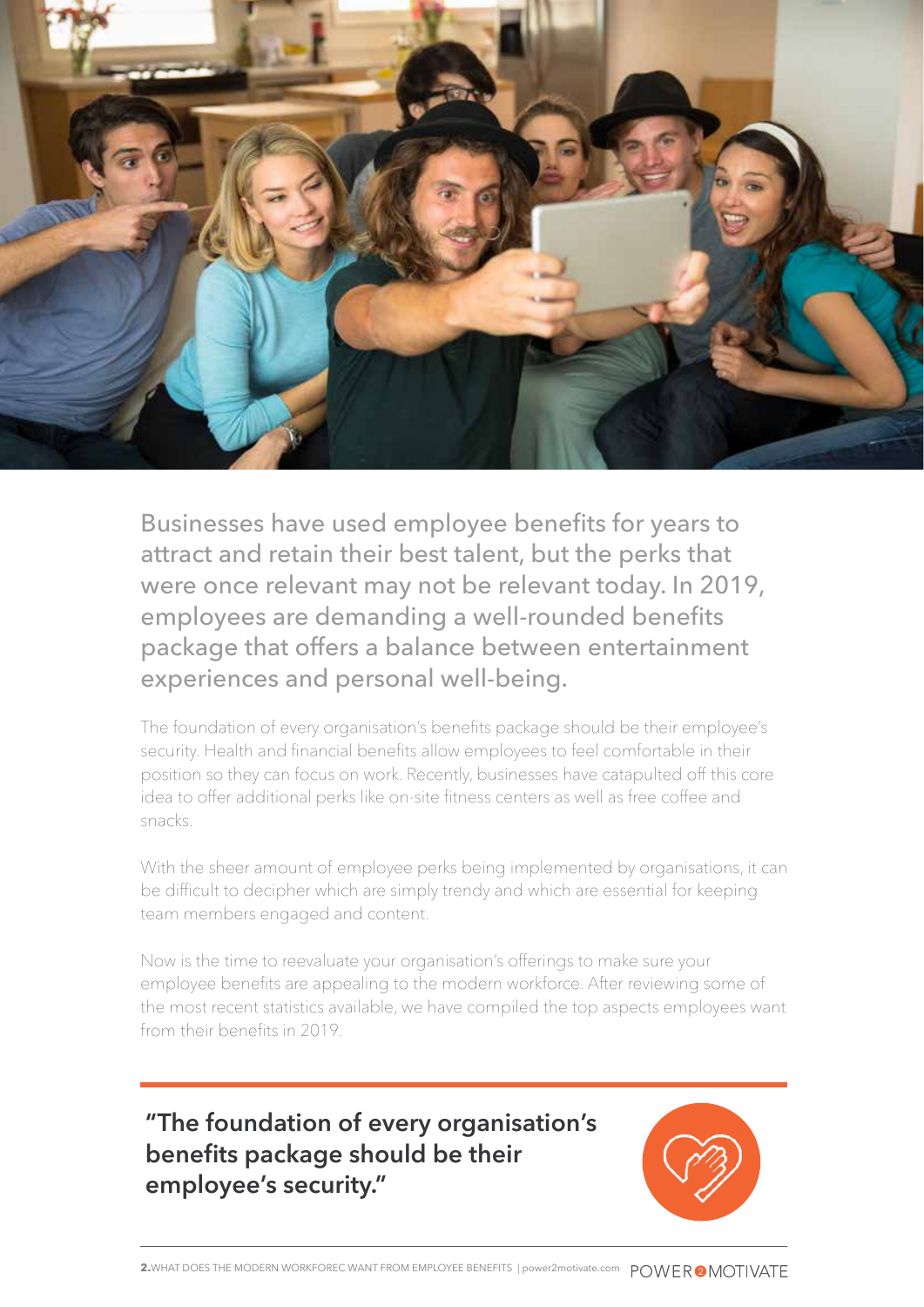Businesses have used employee benefits for years to attract and retain their best talent, but the perks that were once relevant may not be relevant today. In 2019, employees are demanding a well-rounded benefits package that offers a balance between entertainment experiences and personal well-being.

The foundation of every organisation's benefits package should be their employee's security. Health and financial benefits allow employees to feel comfortable in their position so they can focus on work. Recently, businesses have catapulted off this core idea to offer additional perks like on-site fitness centers as well as free coffee and snacks.

With the sheer amount of employee perks being implemented by organisations, it can be difficult to decipher which are simply trendy and which are essential for keeping team members engaged and content.

Now is the time to reevaluate your organisation's offerings to make sure your employee benefits are appealing to the modern workforce. After reviewing some of the most recent statistics available, we have compiled the top aspects employees want from their benefits in 2019.

**"The foundation of every organisation's benefits package should be their employee's security."**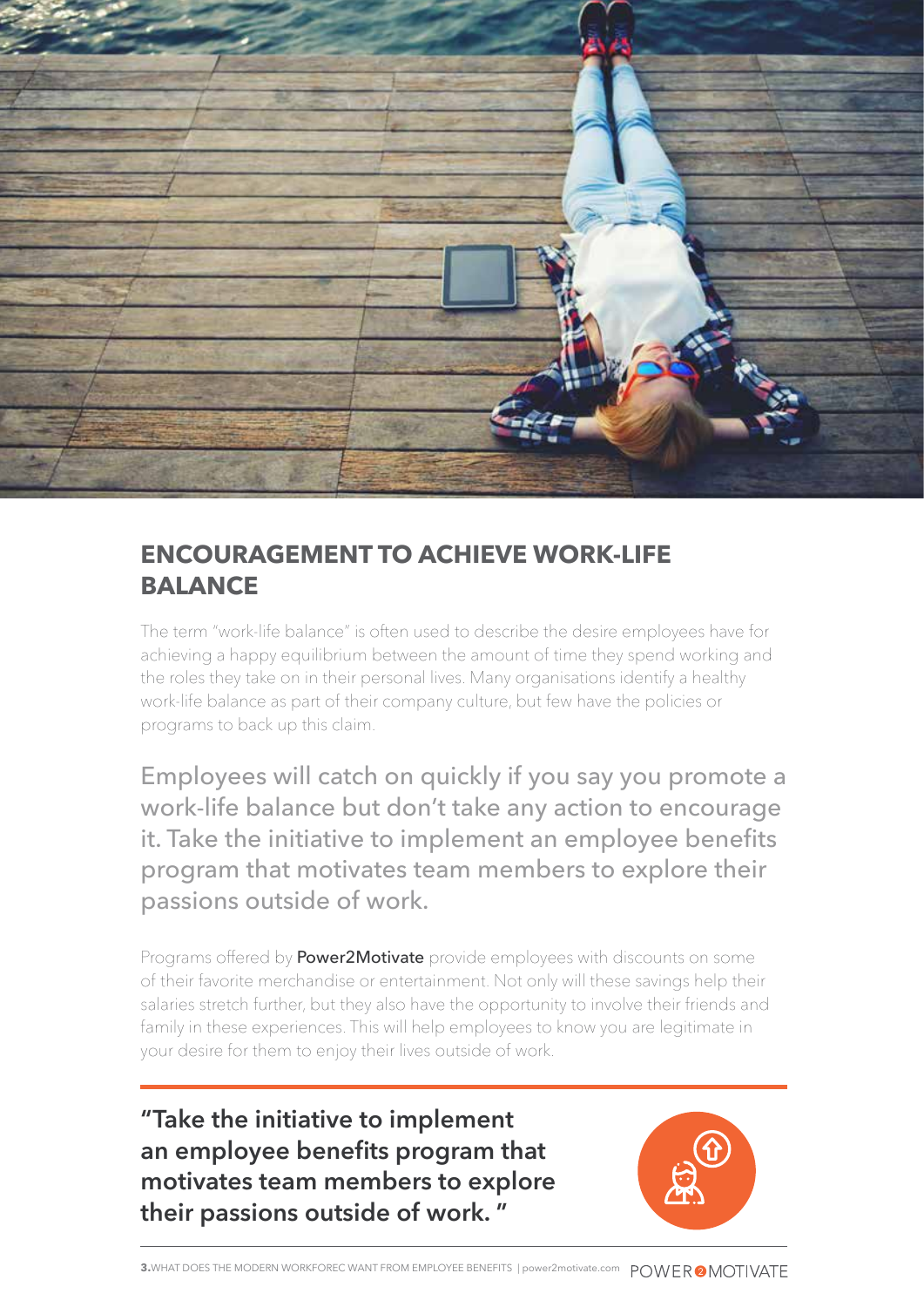## ENCOURAGEMENT TO ACHIEVE WORK-LIFE BALANCE

The term "work-life balance" is often used to describe the desire employees have for achieving a happy equilibrium between the amount of time they spend working and the roles they take on in their personal lives. Many organisations identify a healthy work-life balance as part of their company culture, but few have the policies or programs to back up this claim.

Employees will catch on quickly if you say you promote a work-life balance but don't take any action to encourage it. Take the initiative to implement an employee benefits program that motivates team members to explore their passions outside of work.

Programs offered by **Power2Motivate** provide employees with discounts on some of their favorite merchandise or entertainment. Not only will these savings help their salaries stretch further, but they also have the opportunity to involve their friends and family in these experiences. This will help employees to know you are legitimate in your desire for them to enjoy their lives outside of work.

**"Take the initiative to implement an employee benefits program that motivates team members to explore their passions outside of work. "**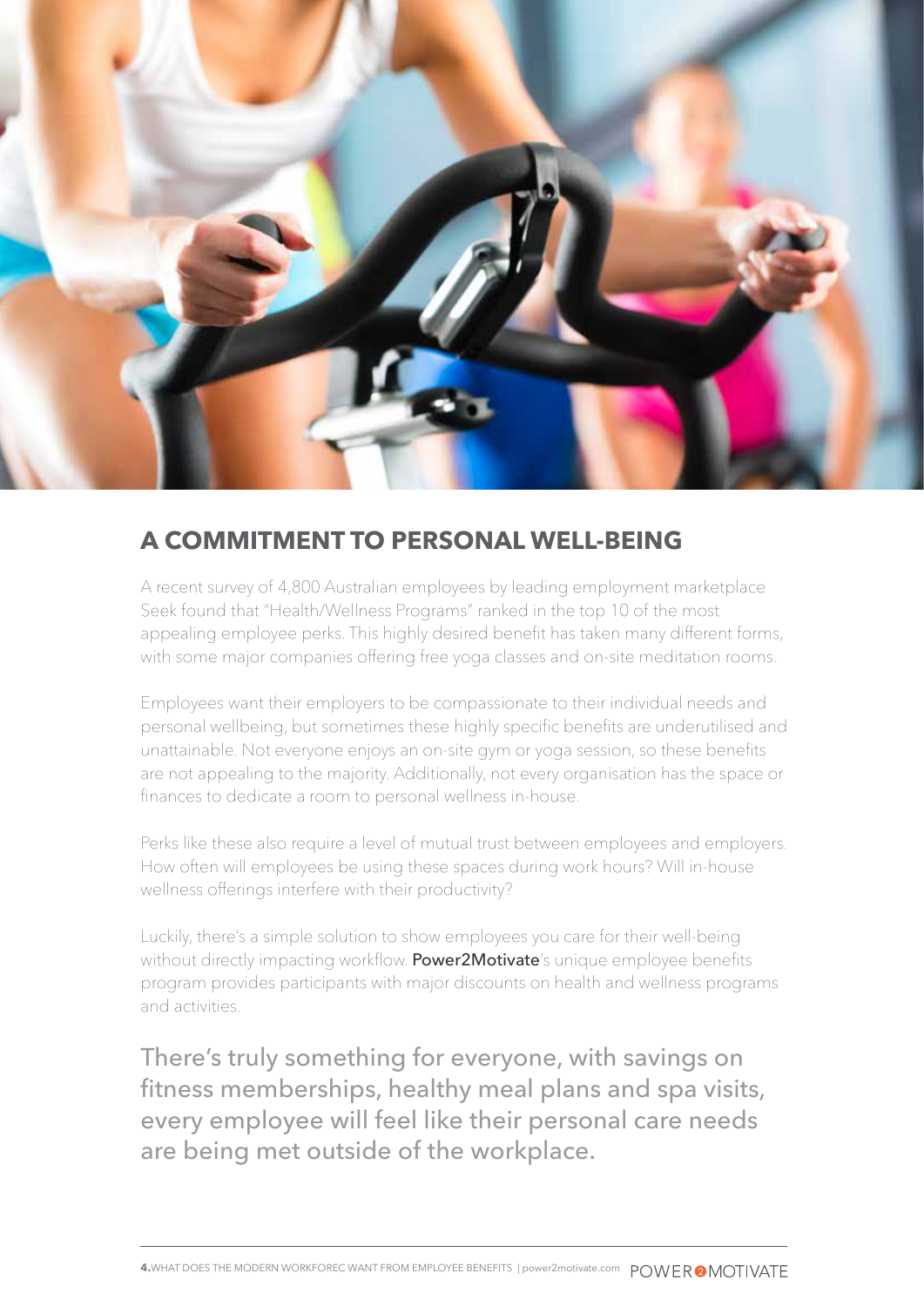## A COMMITMENT TO PERSONAL WELL-BEING

A recent survey of 4,800 Australian employees by leading employment marketplace Seek found that "Health/Wellness Programs" ranked in the top 10 of the most appealing employee perks. This highly desired benefit has taken many different forms, with some major companies offering free yoga classes and on-site meditation rooms.

Employees want their employers to be compassionate to their individual needs and personal wellbeing, but sometimes these highly specific benefits are underutilised and unattainable. Not everyone enjoys an on-site gym or yoga session, so these benefits are not appealing to the majority. Additionally, not every organisation has the space or finances to dedicate a room to personal wellness in-house.

Perks like these also require a level of mutual trust between employees and employers. How often will employees be using these spaces during work hours? Will in-house wellness offerings interfere with their productivity?

Luckily, there's a simple solution to show employees you care for their well-being without directly impacting workflow. **Power2Motivate**'s unique employee benefits program provides participants with major discounts on health and wellness programs and activities.

There's truly something for everyone, with savings on fitness memberships, healthy meal plans and spa visits, every employee will feel like their personal care needs are being met outside of the workplace.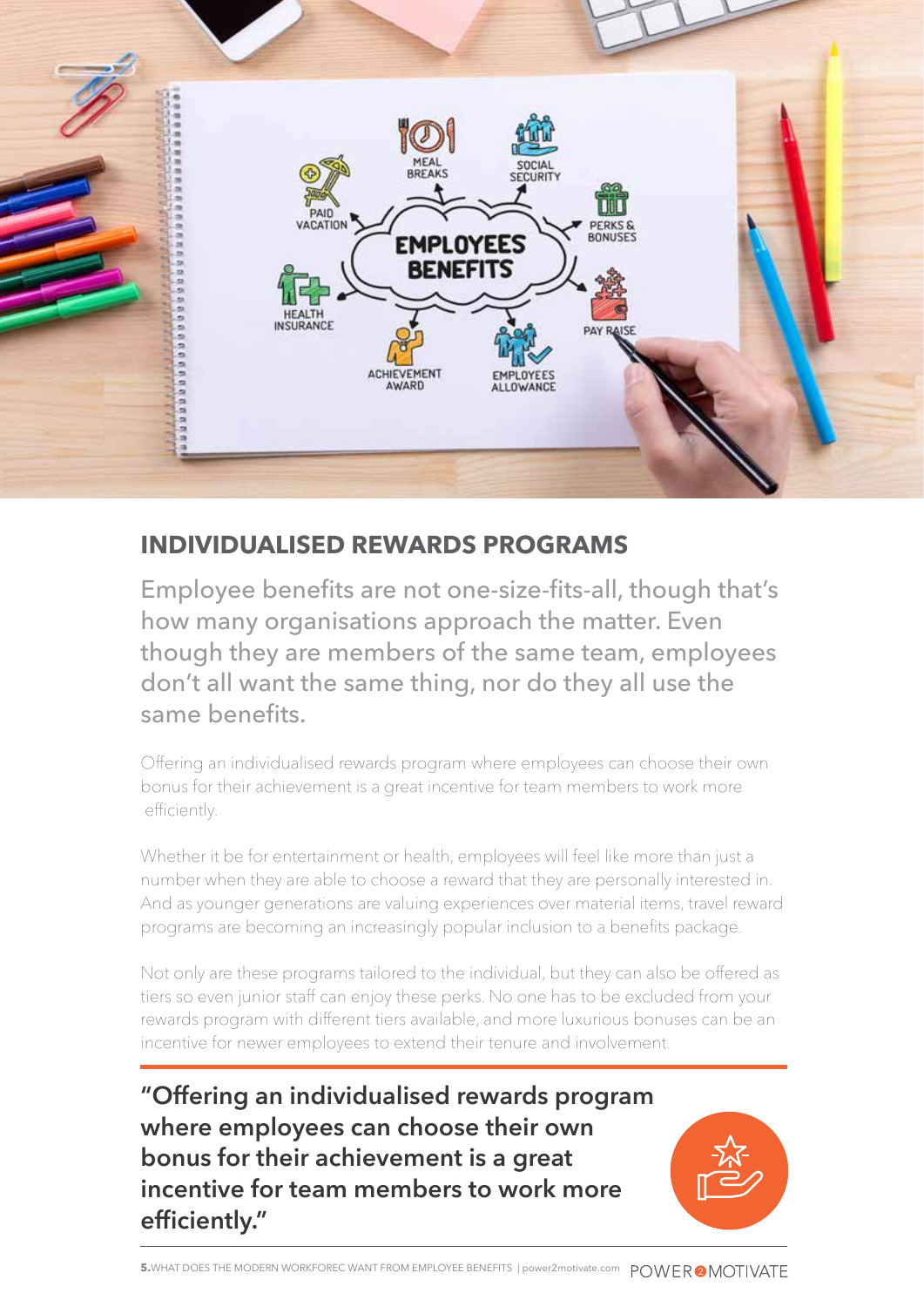## INDIVIDUALISED REWARDS PROGRAMS

Employee benefits are not one-size-fits-all, though that's how many organisations approach the matter. Even though they are members of the same team, employees don't all want the same thing, nor do they all use the same benefits.

Offering an individualised rewards program where employees can choose their own bonus for their achievement is a great incentive for team members to work more efficiently.

Whether it be for entertainment or health, employees will feel like more than just a number when they are able to choose a reward that they are personally interested in. And as younger generations are valuing experiences over material items, travel reward programs are becoming an increasingly popular inclusion to a benefits package.

Not only are these programs tailored to the individual, but they can also be offered as tiers so even junior staff can enjoy these perks. No one has to be excluded from your rewards program with different tiers available, and more luxurious bonuses can be an incentive for newer employees to extend their tenure and involvement.

**"Offering an individualised rewards program where employees can choose their own bonus for their achievement is a great incentive for team members to work more efficiently."**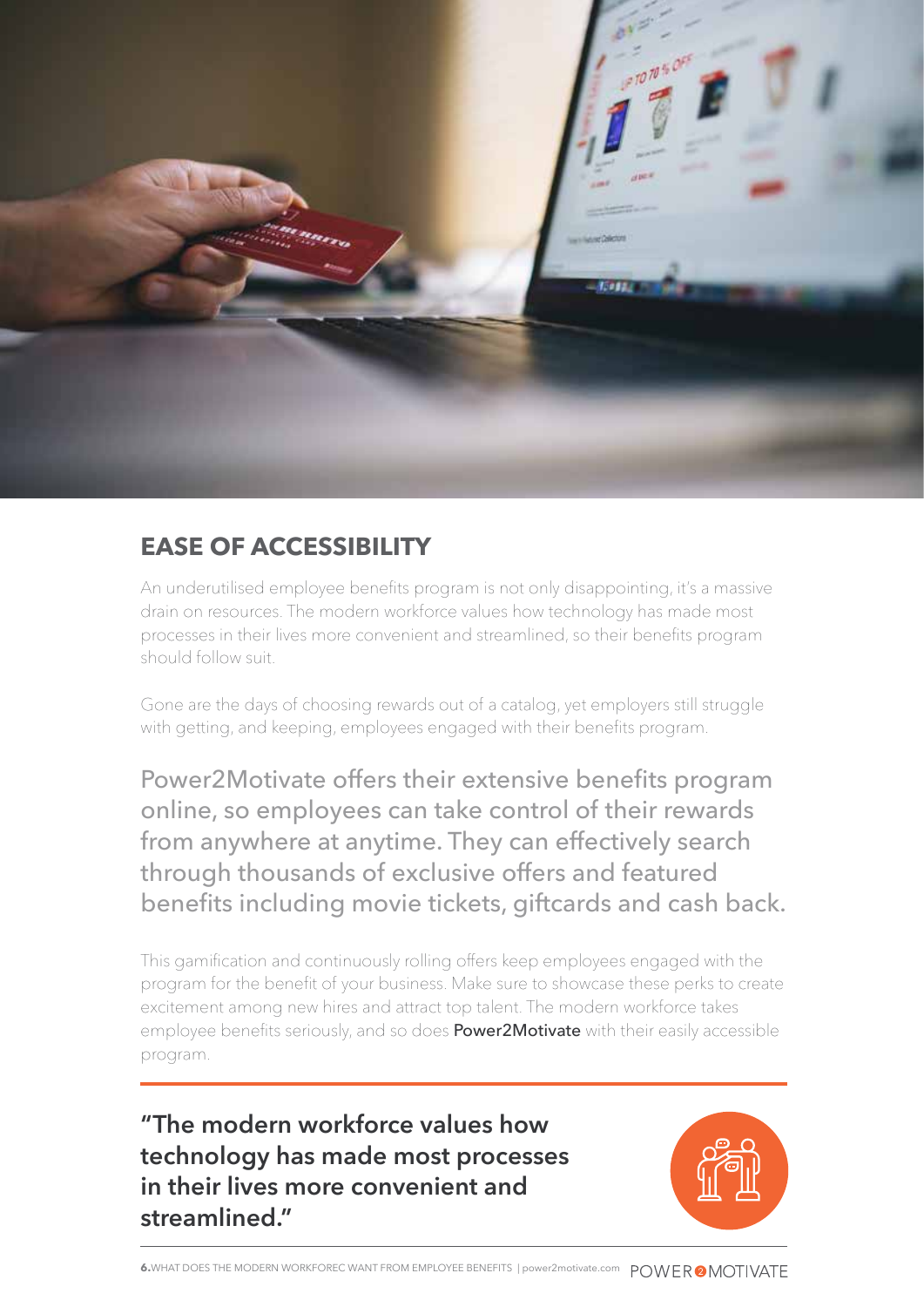## EASE OF ACCESSIBILITY

An underutilised employee benefits program is not only disappointing, it's a massive drain on resources. The modern workforce values how technology has made most processes in their lives more convenient and streamlined, so their benefits program should follow suit.

Gone are the days of choosing rewards out of a catalog, yet employers still struggle with getting, and keeping, employees engaged with their benefits program.

Power2Motivate offers their extensive benefits program online, so employees can take control of their rewards from anywhere at anytime. They can effectively search through thousands of exclusive offers and featured benefits including movie tickets, giftcards and cash back.

This gamification and continuously rolling offers keep employees engaged with the program for the benefit of your business. Make sure to showcase these perks to create excitement among new hires and attract top talent. The modern workforce takes employee benefits seriously, and so does **Power2Motivate** with their easily accessible program.

**"The modern workforce values how technology has made most processes in their lives more convenient and streamlined."**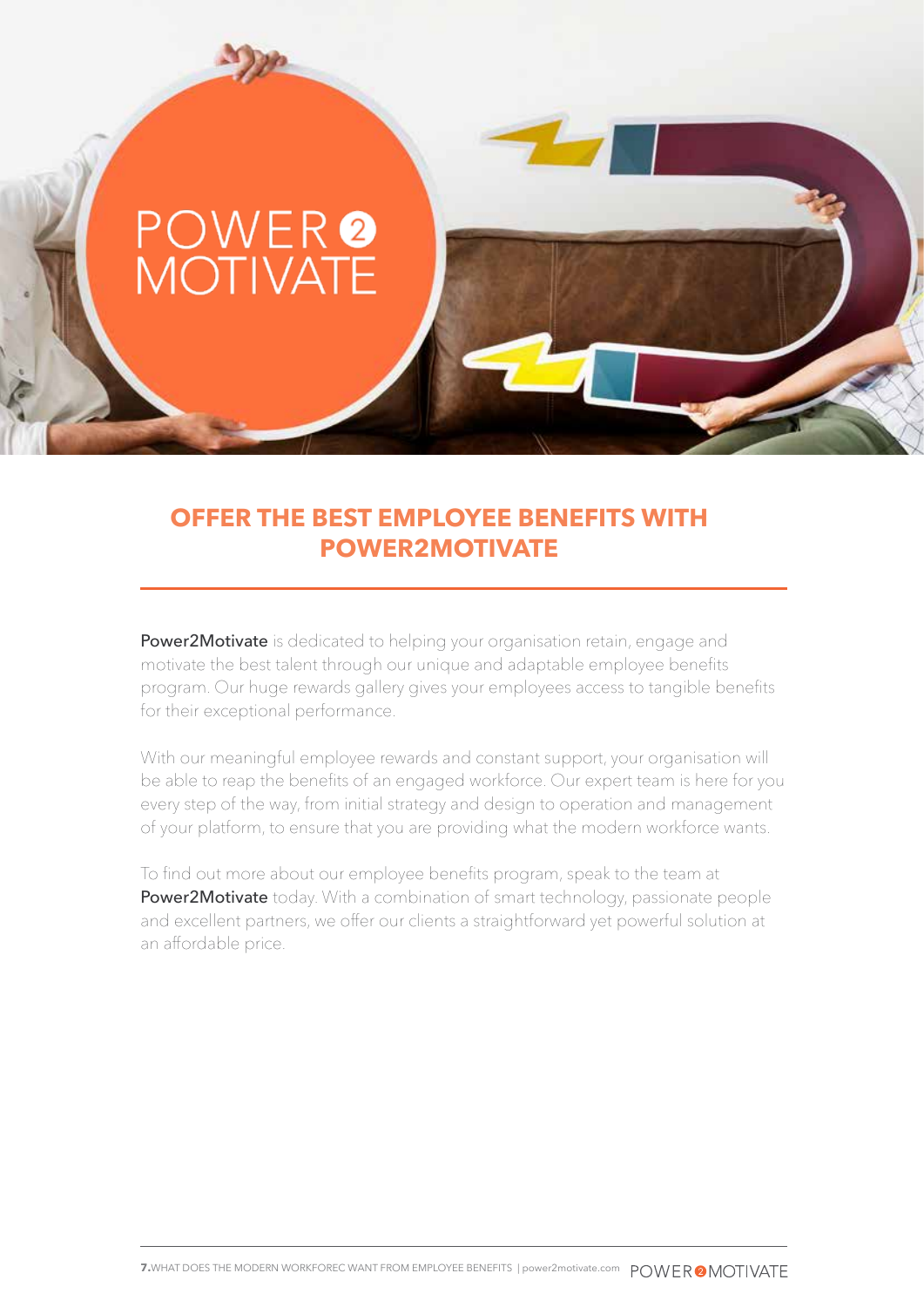## OFFER THE BEST EMPLOYEE BENEFITS WITH POWER2MOTIVATE

**Power2Motivate** is dedicated to helping your organisation retain, engage and motivate the best talent through our unique and adaptable employee benefits program. Our huge rewards gallery gives your employees access to tangible benefits for their exceptional performance.

With our meaningful employee rewards and constant support, your organisation will be able to reap the benefits of an engaged workforce. Our expert team is here for you every step of the way, from initial strategy and design to operation and management of your platform, to ensure that you are providing what the modern workforce wants.

To find out more about our employee benefits program, speak to the team at **Power2Motivate** today. With a combination of smart technology, passionate people and excellent partners, we offer our clients a straightforward yet powerful solution at an affordable price.